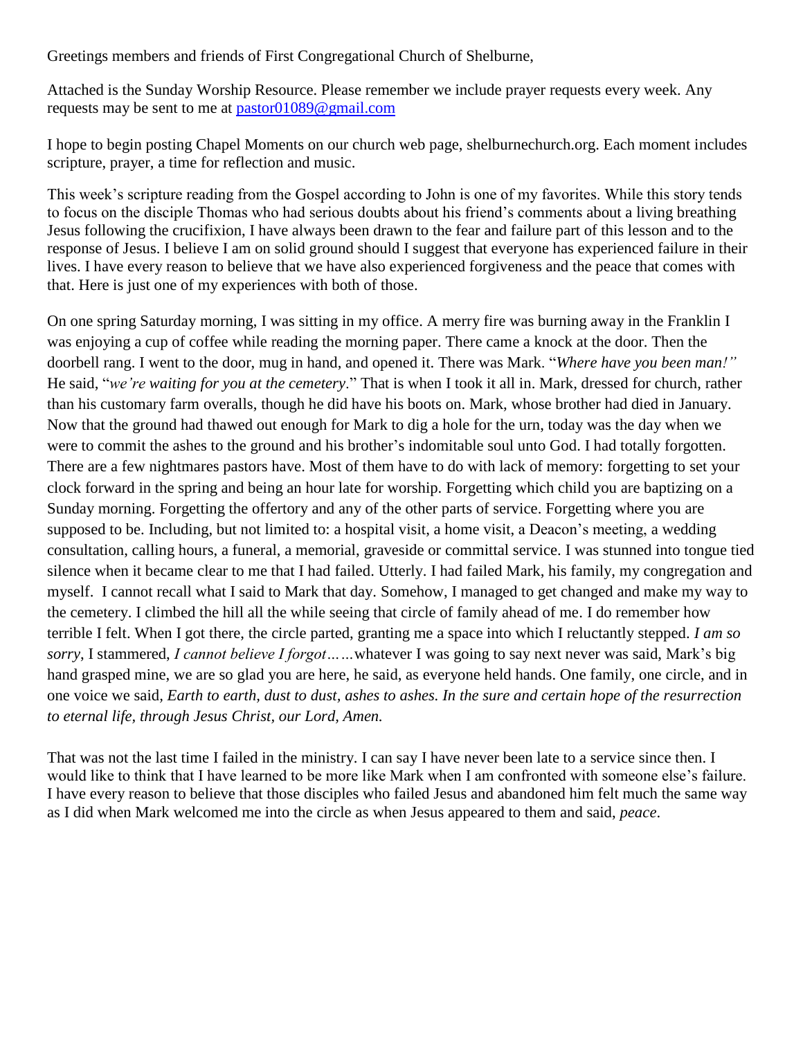Greetings members and friends of First Congregational Church of Shelburne,

Attached is the Sunday Worship Resource. Please remember we include prayer requests every week. Any requests may be sent to me at [pastor01089@gmail.com](mailto:pastor01089@gmail.com)

I hope to begin posting Chapel Moments on our church web page, shelburnechurch.org. Each moment includes scripture, prayer, a time for reflection and music.

This week's scripture reading from the Gospel according to John is one of my favorites. While this story tends to focus on the disciple Thomas who had serious doubts about his friend's comments about a living breathing Jesus following the crucifixion, I have always been drawn to the fear and failure part of this lesson and to the response of Jesus. I believe I am on solid ground should I suggest that everyone has experienced failure in their lives. I have every reason to believe that we have also experienced forgiveness and the peace that comes with that. Here is just one of my experiences with both of those.

On one spring Saturday morning, I was sitting in my office. A merry fire was burning away in the Franklin I was enjoying a cup of coffee while reading the morning paper. There came a knock at the door. Then the doorbell rang. I went to the door, mug in hand, and opened it. There was Mark. "*Where have you been man!"* He said, "*we're waiting for you at the cemetery*." That is when I took it all in. Mark, dressed for church, rather than his customary farm overalls, though he did have his boots on. Mark, whose brother had died in January. Now that the ground had thawed out enough for Mark to dig a hole for the urn, today was the day when we were to commit the ashes to the ground and his brother's indomitable soul unto God. I had totally forgotten. There are a few nightmares pastors have. Most of them have to do with lack of memory: forgetting to set your clock forward in the spring and being an hour late for worship. Forgetting which child you are baptizing on a Sunday morning. Forgetting the offertory and any of the other parts of service. Forgetting where you are supposed to be. Including, but not limited to: a hospital visit, a home visit, a Deacon's meeting, a wedding consultation, calling hours, a funeral, a memorial, graveside or committal service. I was stunned into tongue tied silence when it became clear to me that I had failed. Utterly. I had failed Mark, his family, my congregation and myself. I cannot recall what I said to Mark that day. Somehow, I managed to get changed and make my way to the cemetery. I climbed the hill all the while seeing that circle of family ahead of me. I do remember how terrible I felt. When I got there, the circle parted, granting me a space into which I reluctantly stepped. *I am so sorry*, I stammered, *I cannot believe I forgot……*whatever I was going to say next never was said, Mark's big hand grasped mine, we are so glad you are here, he said, as everyone held hands. One family, one circle, and in one voice we said, *Earth to earth, dust to dust, ashes to ashes. In the sure and certain hope of the resurrection to eternal life, through Jesus Christ, our Lord, Amen.*

That was not the last time I failed in the ministry. I can say I have never been late to a service since then. I would like to think that I have learned to be more like Mark when I am confronted with someone else's failure. I have every reason to believe that those disciples who failed Jesus and abandoned him felt much the same way as I did when Mark welcomed me into the circle as when Jesus appeared to them and said, *peace*.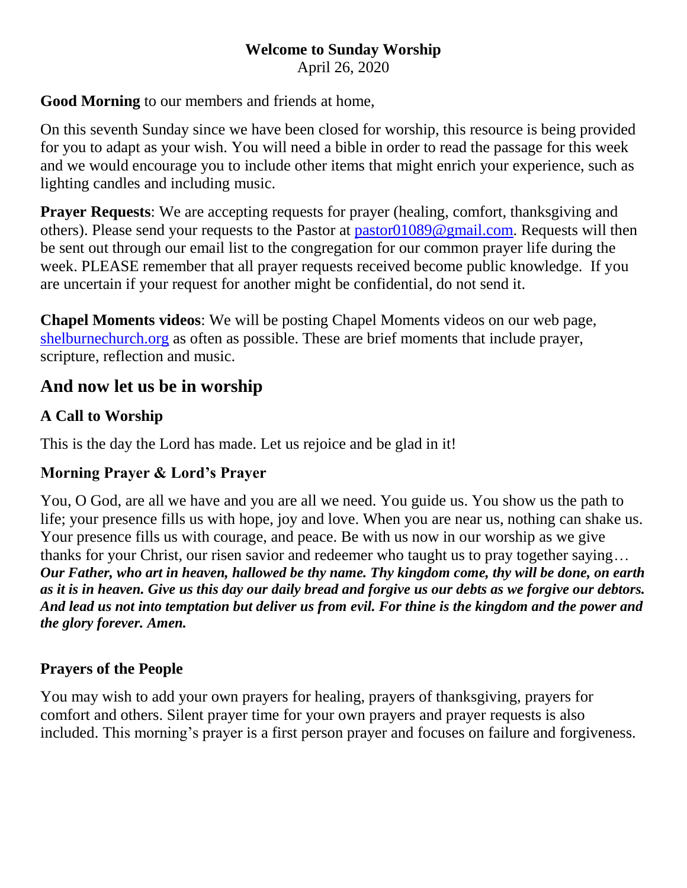**Welcome to Sunday Worship**
April 26, 2020

**Good Morning** to our members and friends at home,

On this seventh Sunday since we have been closed for worship, this resource is being provided for you to adapt as your wish. You will need a bible in order to read the passage for this week and we would encourage you to include other items that might enrich your experience, such as lighting candles and including music.

**Prayer Requests**: We are accepting requests for prayer (healing, comfort, thanksgiving and others). Please send your requests to the Pastor at pastor01089@gmail.com. Requests will then be sent out through our email list to the congregation for our common prayer life during the week. PLEASE remember that all prayer requests received become public knowledge. If you are uncertain if your request for another might be confidential, do not send it.

**Chapel Moments videos**: We will be posting Chapel Moments videos on our web page, shelburnechurch.org as often as possible. These are brief moments that include prayer, scripture, reflection and music.

## And now let us be in worship

### A Call to Worship

This is the day the Lord has made. Let us rejoice and be glad in it!

### Morning Prayer & Lord's Prayer

You, O God, are all we have and you are all we need. You guide us. You show us the path to life; your presence fills us with hope, joy and love. When you are near us, nothing can shake us. Your presence fills us with courage, and peace. Be with us now in our worship as we give thanks for your Christ, our risen savior and redeemer who taught us to pray together saying… ***Our Father, who art in heaven, hallowed be thy name. Thy kingdom come, thy will be done, on earth as it is in heaven. Give us this day our daily bread and forgive us our debts as we forgive our debtors. And lead us not into temptation but deliver us from evil. For thine is the kingdom and the power and the glory forever. Amen.***

### Prayers of the People

You may wish to add your own prayers for healing, prayers of thanksgiving, prayers for comfort and others. Silent prayer time for your own prayers and prayer requests is also included. This morning's prayer is a first person prayer and focuses on failure and forgiveness.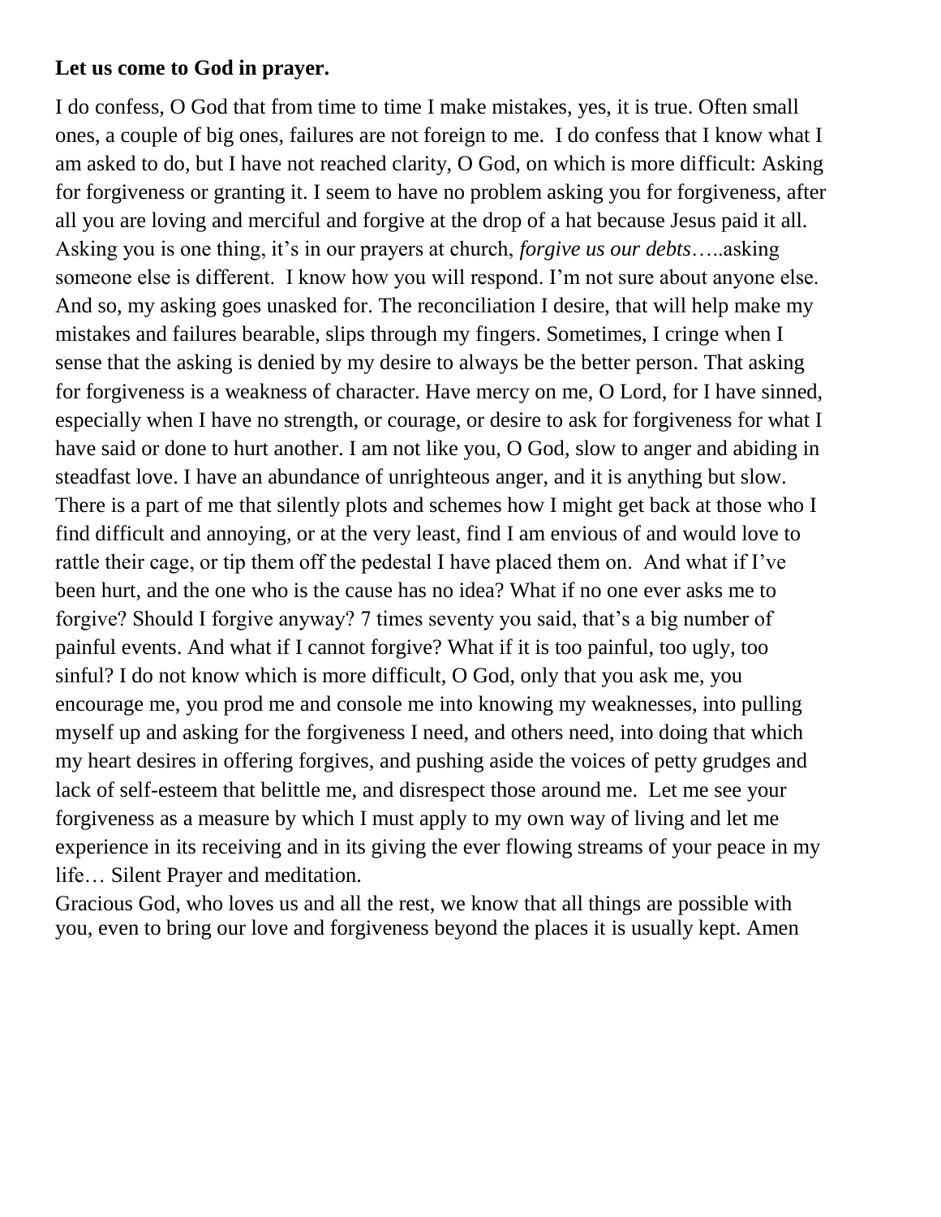**Let us come to God in prayer.**

I do confess, O God that from time to time I make mistakes, yes, it is true. Often small ones, a couple of big ones, failures are not foreign to me. I do confess that I know what I am asked to do, but I have not reached clarity, O God, on which is more difficult: Asking for forgiveness or granting it. I seem to have no problem asking you for forgiveness, after all you are loving and merciful and forgive at the drop of a hat because Jesus paid it all. Asking you is one thing, it's in our prayers at church, *forgive us our debts*…..asking someone else is different. I know how you will respond. I'm not sure about anyone else. And so, my asking goes unasked for. The reconciliation I desire, that will help make my mistakes and failures bearable, slips through my fingers. Sometimes, I cringe when I sense that the asking is denied by my desire to always be the better person. That asking for forgiveness is a weakness of character. Have mercy on me, O Lord, for I have sinned, especially when I have no strength, or courage, or desire to ask for forgiveness for what I have said or done to hurt another. I am not like you, O God, slow to anger and abiding in steadfast love. I have an abundance of unrighteous anger, and it is anything but slow. There is a part of me that silently plots and schemes how I might get back at those who I find difficult and annoying, or at the very least, find I am envious of and would love to rattle their cage, or tip them off the pedestal I have placed them on. And what if I've been hurt, and the one who is the cause has no idea? What if no one ever asks me to forgive? Should I forgive anyway? 7 times seventy you said, that's a big number of painful events. And what if I cannot forgive? What if it is too painful, too ugly, too sinful? I do not know which is more difficult, O God, only that you ask me, you encourage me, you prod me and console me into knowing my weaknesses, into pulling myself up and asking for the forgiveness I need, and others need, into doing that which my heart desires in offering forgives, and pushing aside the voices of petty grudges and lack of self-esteem that belittle me, and disrespect those around me. Let me see your forgiveness as a measure by which I must apply to my own way of living and let me experience in its receiving and in its giving the ever flowing streams of your peace in my life… Silent Prayer and meditation.

Gracious God, who loves us and all the rest, we know that all things are possible with you, even to bring our love and forgiveness beyond the places it is usually kept. Amen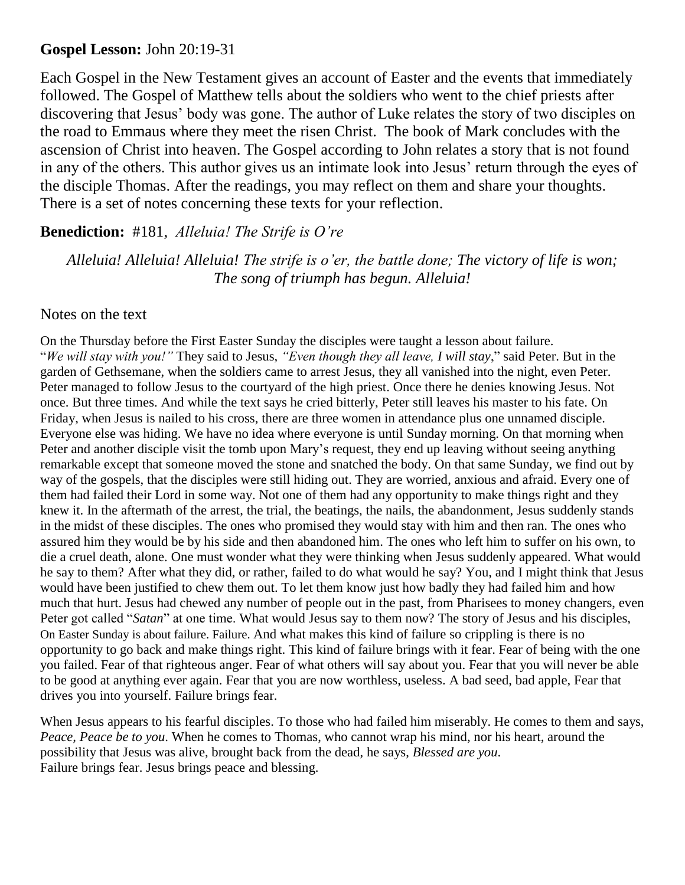**Gospel Lesson:** John 20:19-31

Each Gospel in the New Testament gives an account of Easter and the events that immediately followed. The Gospel of Matthew tells about the soldiers who went to the chief priests after discovering that Jesus' body was gone. The author of Luke relates the story of two disciples on the road to Emmaus where they meet the risen Christ. The book of Mark concludes with the ascension of Christ into heaven. The Gospel according to John relates a story that is not found in any of the others. This author gives us an intimate look into Jesus' return through the eyes of the disciple Thomas. After the readings, you may reflect on them and share your thoughts. There is a set of notes concerning these texts for your reflection.

**Benediction:** #181, *Alleluia! The Strife is O're*

*Alleluia! Alleluia! Alleluia! The strife is o'er, the battle done; The victory of life is won; The song of triumph has begun. Alleluia!*

## Notes on the text

On the Thursday before the First Easter Sunday the disciples were taught a lesson about failure. "*We will stay with you!"* They said to Jesus, *"Even though they all leave, I will stay*," said Peter. But in the garden of Gethsemane, when the soldiers came to arrest Jesus, they all vanished into the night, even Peter. Peter managed to follow Jesus to the courtyard of the high priest. Once there he denies knowing Jesus. Not once. But three times. And while the text says he cried bitterly, Peter still leaves his master to his fate. On Friday, when Jesus is nailed to his cross, there are three women in attendance plus one unnamed disciple. Everyone else was hiding. We have no idea where everyone is until Sunday morning. On that morning when Peter and another disciple visit the tomb upon Mary's request, they end up leaving without seeing anything remarkable except that someone moved the stone and snatched the body. On that same Sunday, we find out by way of the gospels, that the disciples were still hiding out. They are worried, anxious and afraid. Every one of them had failed their Lord in some way. Not one of them had any opportunity to make things right and they knew it. In the aftermath of the arrest, the trial, the beatings, the nails, the abandonment, Jesus suddenly stands in the midst of these disciples. The ones who promised they would stay with him and then ran. The ones who assured him they would be by his side and then abandoned him. The ones who left him to suffer on his own, to die a cruel death, alone. One must wonder what they were thinking when Jesus suddenly appeared. What would he say to them? After what they did, or rather, failed to do what would he say? You, and I might think that Jesus would have been justified to chew them out. To let them know just how badly they had failed him and how much that hurt. Jesus had chewed any number of people out in the past, from Pharisees to money changers, even Peter got called "*Satan*" at one time. What would Jesus say to them now? The story of Jesus and his disciples, On Easter Sunday is about failure. Failure. And what makes this kind of failure so crippling is there is no opportunity to go back and make things right. This kind of failure brings with it fear. Fear of being with the one you failed. Fear of that righteous anger. Fear of what others will say about you. Fear that you will never be able to be good at anything ever again. Fear that you are now worthless, useless. A bad seed, bad apple, Fear that drives you into yourself. Failure brings fear.

When Jesus appears to his fearful disciples. To those who had failed him miserably. He comes to them and says, *Peace, Peace be to you.* When he comes to Thomas, who cannot wrap his mind, nor his heart, around the possibility that Jesus was alive, brought back from the dead, he says, *Blessed are you.* Failure brings fear. Jesus brings peace and blessing.